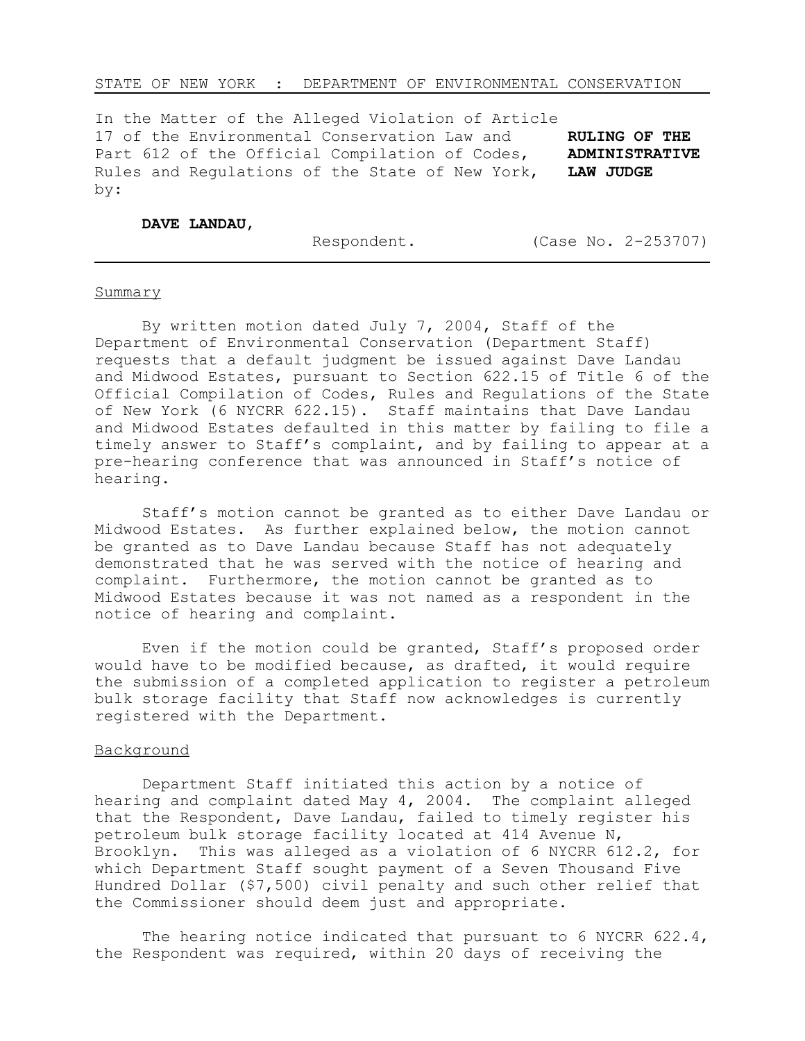STATE OF NEW YORK : DEPARTMENT OF ENVIRONMENTAL CONSERVATION

In the Matter of the Alleged Violation of Article 17 of the Environmental Conservation Law and Part 612 of the Official Compilation of Codes, Rules and Regulations of the State of New York, by:

**DAVE LANDAU,**

Respondent.

**RULING OF THE ADMINISTRATIVE LAW JUDGE**

(Case No. 2-253707)

Summary

By written motion dated July 7, 2004, Staff of the Department of Environmental Conservation (Department Staff) requests that a default judgment be issued against Dave Landau and Midwood Estates, pursuant to Section 622.15 of Title 6 of the Official Compilation of Codes, Rules and Regulations of the State of New York (6 NYCRR 622.15). Staff maintains that Dave Landau and Midwood Estates defaulted in this matter by failing to file a timely answer to Staff's complaint, and by failing to appear at a pre-hearing conference that was announced in Staff's notice of hearing.

Staff's motion cannot be granted as to either Dave Landau or Midwood Estates. As further explained below, the motion cannot be granted as to Dave Landau because Staff has not adequately demonstrated that he was served with the notice of hearing and complaint. Furthermore, the motion cannot be granted as to Midwood Estates because it was not named as a respondent in the notice of hearing and complaint.

Even if the motion could be granted, Staff's proposed order would have to be modified because, as drafted, it would require the submission of a completed application to register a petroleum bulk storage facility that Staff now acknowledges is currently registered with the Department.

Background

Department Staff initiated this action by a notice of hearing and complaint dated May 4, 2004. The complaint alleged that the Respondent, Dave Landau, failed to timely register his petroleum bulk storage facility located at 414 Avenue N, Brooklyn. This was alleged as a violation of 6 NYCRR 612.2, for which Department Staff sought payment of a Seven Thousand Five Hundred Dollar ($7,500) civil penalty and such other relief that the Commissioner should deem just and appropriate.

The hearing notice indicated that pursuant to 6 NYCRR 622.4, the Respondent was required, within 20 days of receiving the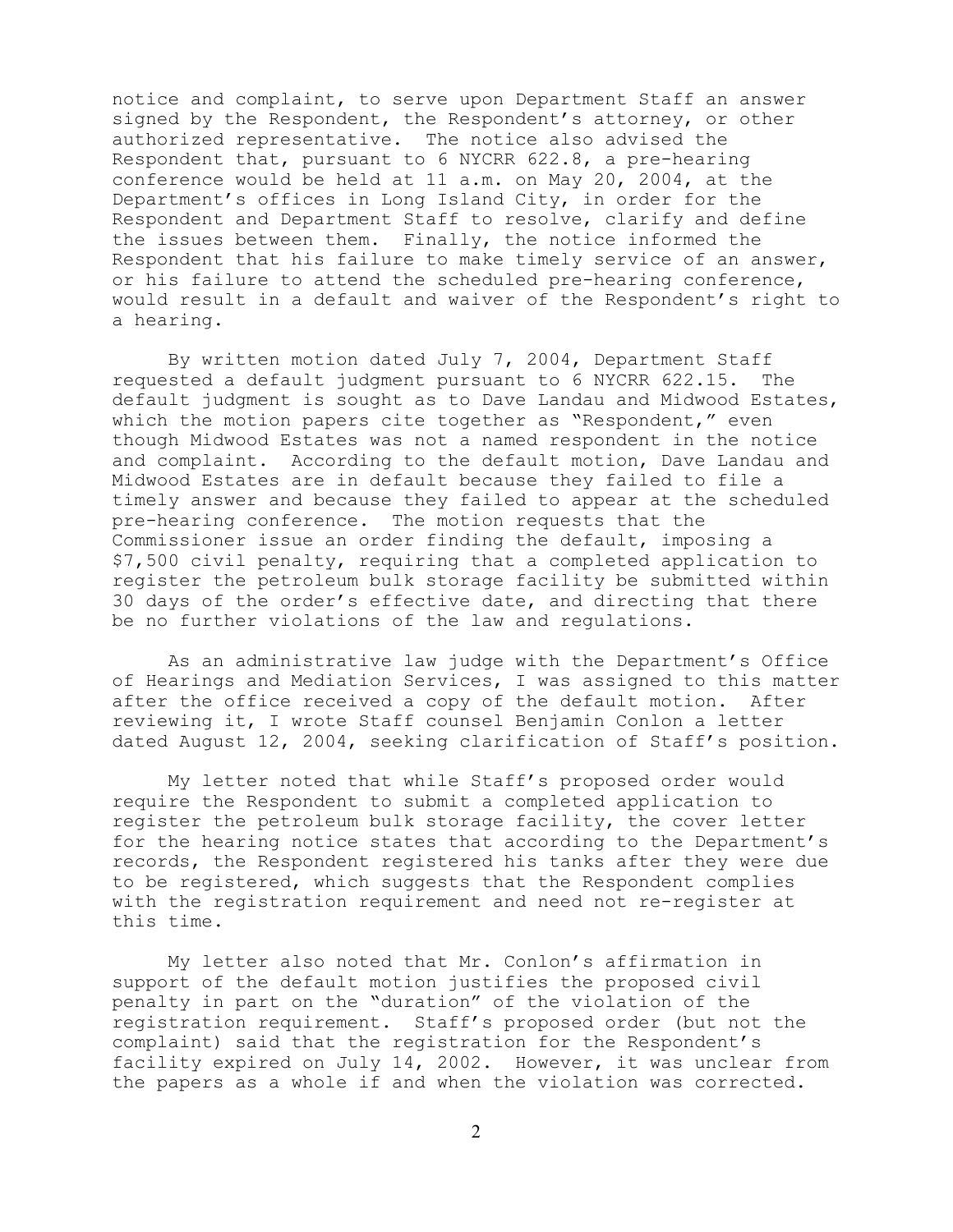notice and complaint, to serve upon Department Staff an answer signed by the Respondent, the Respondent's attorney, or other authorized representative. The notice also advised the Respondent that, pursuant to 6 NYCRR 622.8, a pre-hearing conference would be held at 11 a.m. on May 20, 2004, at the Department's offices in Long Island City, in order for the Respondent and Department Staff to resolve, clarify and define the issues between them. Finally, the notice informed the Respondent that his failure to make timely service of an answer, or his failure to attend the scheduled pre-hearing conference, would result in a default and waiver of the Respondent's right to a hearing.

By written motion dated July 7, 2004, Department Staff requested a default judgment pursuant to 6 NYCRR 622.15. The default judgment is sought as to Dave Landau and Midwood Estates, which the motion papers cite together as "Respondent," even though Midwood Estates was not a named respondent in the notice and complaint. According to the default motion, Dave Landau and Midwood Estates are in default because they failed to file a timely answer and because they failed to appear at the scheduled pre-hearing conference. The motion requests that the Commissioner issue an order finding the default, imposing a $7,500 civil penalty, requiring that a completed application to register the petroleum bulk storage facility be submitted within 30 days of the order's effective date, and directing that there be no further violations of the law and regulations.

As an administrative law judge with the Department's Office of Hearings and Mediation Services, I was assigned to this matter after the office received a copy of the default motion. After reviewing it, I wrote Staff counsel Benjamin Conlon a letter dated August 12, 2004, seeking clarification of Staff's position.

My letter noted that while Staff's proposed order would require the Respondent to submit a completed application to register the petroleum bulk storage facility, the cover letter for the hearing notice states that according to the Department's records, the Respondent registered his tanks after they were due to be registered, which suggests that the Respondent complies with the registration requirement and need not re-register at this time.

My letter also noted that Mr. Conlon's affirmation in support of the default motion justifies the proposed civil penalty in part on the "duration" of the violation of the registration requirement. Staff's proposed order (but not the complaint) said that the registration for the Respondent's facility expired on July 14, 2002. However, it was unclear from the papers as a whole if and when the violation was corrected.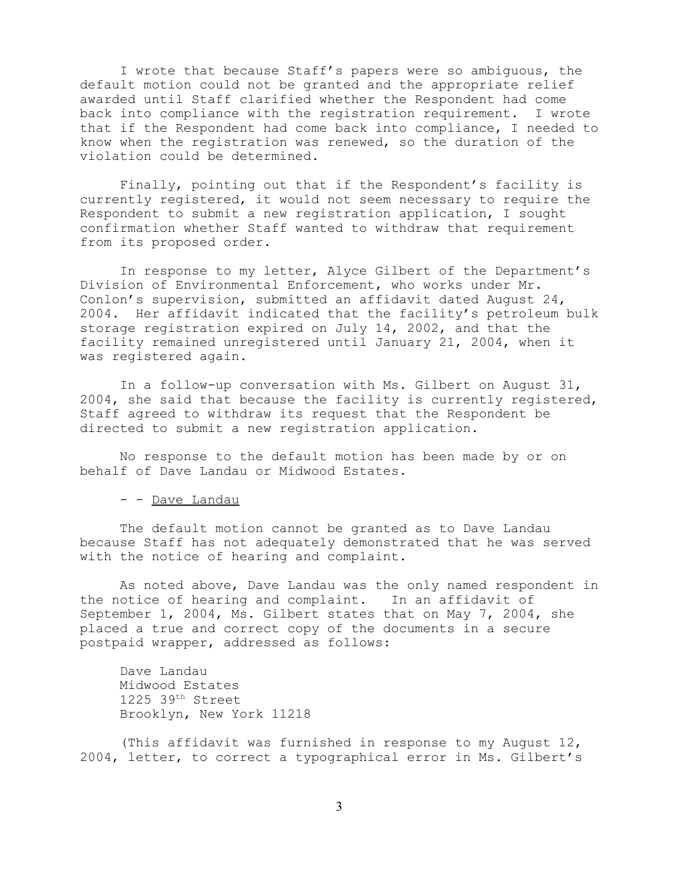I wrote that because Staff's papers were so ambiguous, the default motion could not be granted and the appropriate relief awarded until Staff clarified whether the Respondent had come back into compliance with the registration requirement. I wrote that if the Respondent had come back into compliance, I needed to know when the registration was renewed, so the duration of the violation could be determined.

Finally, pointing out that if the Respondent's facility is currently registered, it would not seem necessary to require the Respondent to submit a new registration application, I sought confirmation whether Staff wanted to withdraw that requirement from its proposed order.

In response to my letter, Alyce Gilbert of the Department's Division of Environmental Enforcement, who works under Mr. Conlon's supervision, submitted an affidavit dated August 24, 2004. Her affidavit indicated that the facility's petroleum bulk storage registration expired on July 14, 2002, and that the facility remained unregistered until January 21, 2004, when it was registered again.

In a follow-up conversation with Ms. Gilbert on August 31, 2004, she said that because the facility is currently registered, Staff agreed to withdraw its request that the Respondent be directed to submit a new registration application.

No response to the default motion has been made by or on behalf of Dave Landau or Midwood Estates.

- - Dave Landau

The default motion cannot be granted as to Dave Landau because Staff has not adequately demonstrated that he was served with the notice of hearing and complaint.

As noted above, Dave Landau was the only named respondent in the notice of hearing and complaint. In an affidavit of September 1, 2004, Ms. Gilbert states that on May 7, 2004, she placed a true and correct copy of the documents in a secure postpaid wrapper, addressed as follows:

Dave Landau
Midwood Estates
1225 39th Street
Brooklyn, New York 11218

(This affidavit was furnished in response to my August 12, 2004, letter, to correct a typographical error in Ms. Gilbert's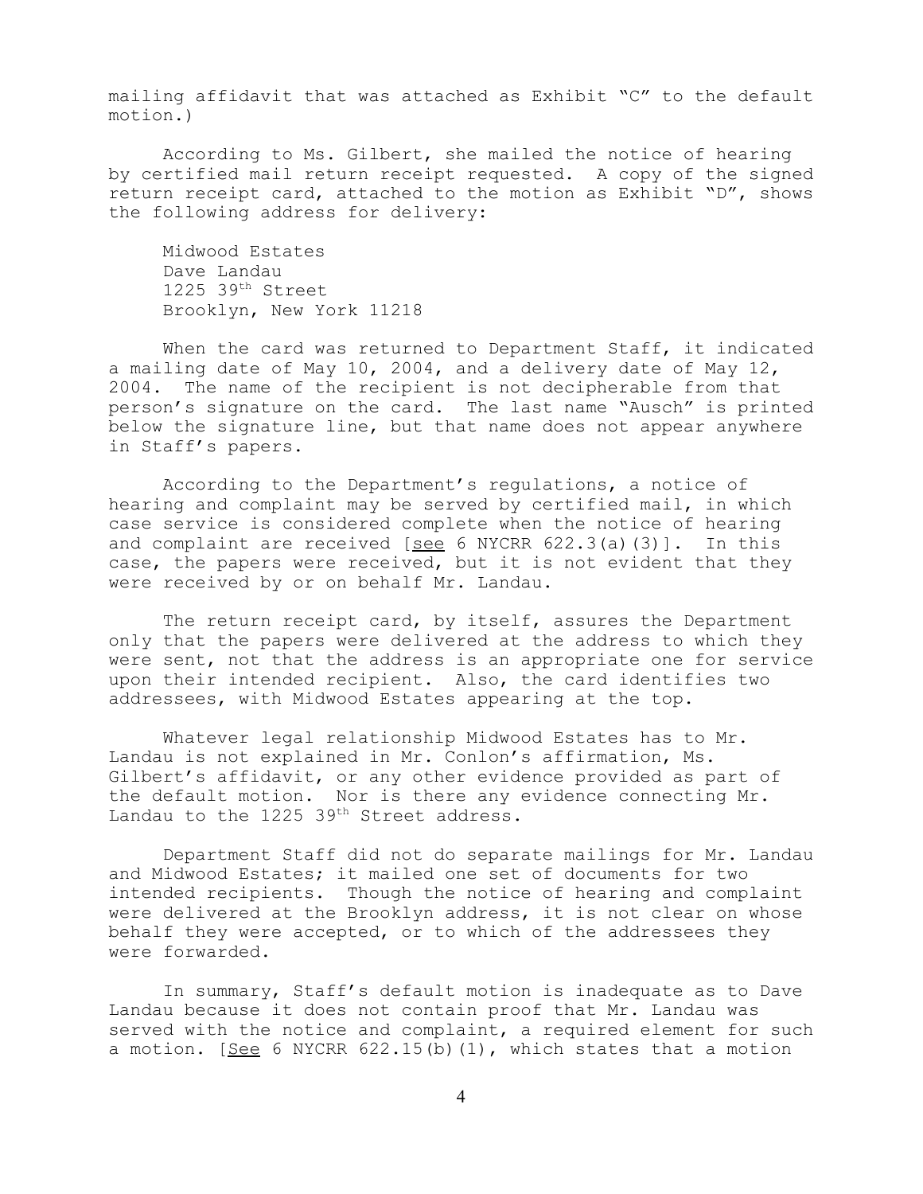mailing affidavit that was attached as Exhibit "C" to the default motion.)

According to Ms. Gilbert, she mailed the notice of hearing by certified mail return receipt requested. A copy of the signed return receipt card, attached to the motion as Exhibit "D", shows the following address for delivery:

Midwood Estates  
Dave Landau  
1225 39th Street  
Brooklyn, New York 11218

When the card was returned to Department Staff, it indicated a mailing date of May 10, 2004, and a delivery date of May 12, 2004. The name of the recipient is not decipherable from that person's signature on the card. The last name "Ausch" is printed below the signature line, but that name does not appear anywhere in Staff's papers.

According to the Department's regulations, a notice of hearing and complaint may be served by certified mail, in which case service is considered complete when the notice of hearing and complaint are received [see 6 NYCRR 622.3(a)(3)]. In this case, the papers were received, but it is not evident that they were received by or on behalf Mr. Landau.

The return receipt card, by itself, assures the Department only that the papers were delivered at the address to which they were sent, not that the address is an appropriate one for service upon their intended recipient. Also, the card identifies two addressees, with Midwood Estates appearing at the top.

Whatever legal relationship Midwood Estates has to Mr. Landau is not explained in Mr. Conlon's affirmation, Ms. Gilbert's affidavit, or any other evidence provided as part of the default motion. Nor is there any evidence connecting Mr. Landau to the 1225 39th Street address.

Department Staff did not do separate mailings for Mr. Landau and Midwood Estates; it mailed one set of documents for two intended recipients. Though the notice of hearing and complaint were delivered at the Brooklyn address, it is not clear on whose behalf they were accepted, or to which of the addressees they were forwarded.

In summary, Staff's default motion is inadequate as to Dave Landau because it does not contain proof that Mr. Landau was served with the notice and complaint, a required element for such a motion. [See 6 NYCRR 622.15(b)(1), which states that a motion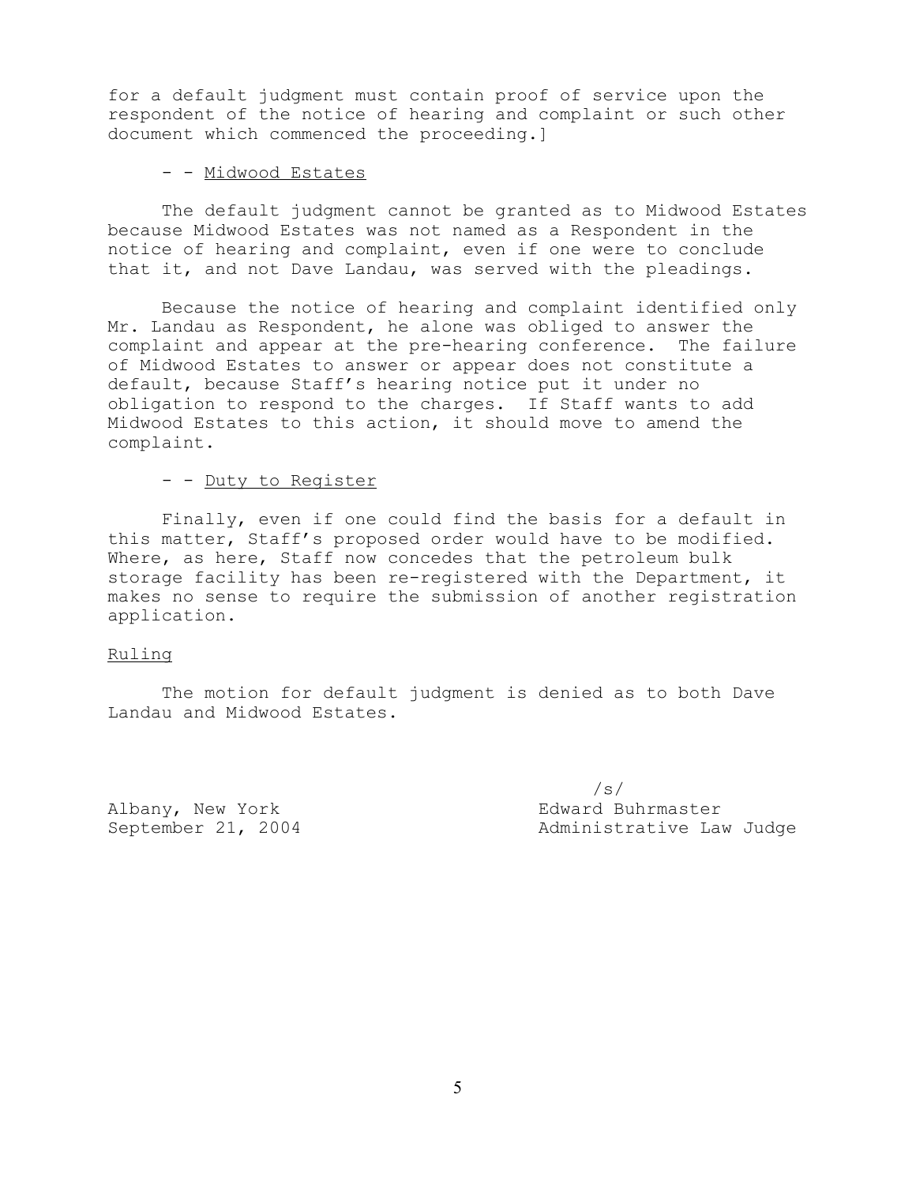for a default judgment must contain proof of service upon the respondent of the notice of hearing and complaint or such other document which commenced the proceeding.]

- - <u>Midwood Estates</u>

The default judgment cannot be granted as to Midwood Estates because Midwood Estates was not named as a Respondent in the notice of hearing and complaint, even if one were to conclude that it, and not Dave Landau, was served with the pleadings.

Because the notice of hearing and complaint identified only Mr. Landau as Respondent, he alone was obliged to answer the complaint and appear at the pre-hearing conference. The failure of Midwood Estates to answer or appear does not constitute a default, because Staff's hearing notice put it under no obligation to respond to the charges. If Staff wants to add Midwood Estates to this action, it should move to amend the complaint.

- - <u>Duty to Register</u>

Finally, even if one could find the basis for a default in this matter, Staff's proposed order would have to be modified. Where, as here, Staff now concedes that the petroleum bulk storage facility has been re-registered with the Department, it makes no sense to require the submission of another registration application.

<u>Ruling</u>

The motion for default judgment is denied as to both Dave Landau and Midwood Estates.

/s/
Edward Buhrmaster
Administrative Law Judge

Albany, New York
September 21, 2004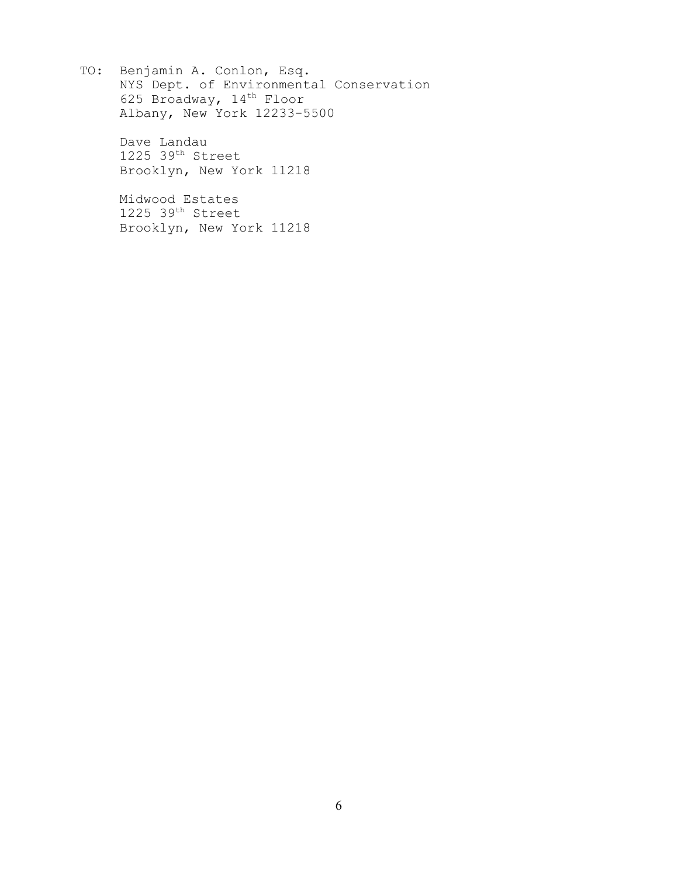TO: Benjamin A. Conlon, Esq.
NYS Dept. of Environmental Conservation
625 Broadway, 14th Floor
Albany, New York 12233-5500

Dave Landau
1225 39th Street
Brooklyn, New York 11218

Midwood Estates
1225 39th Street
Brooklyn, New York 11218